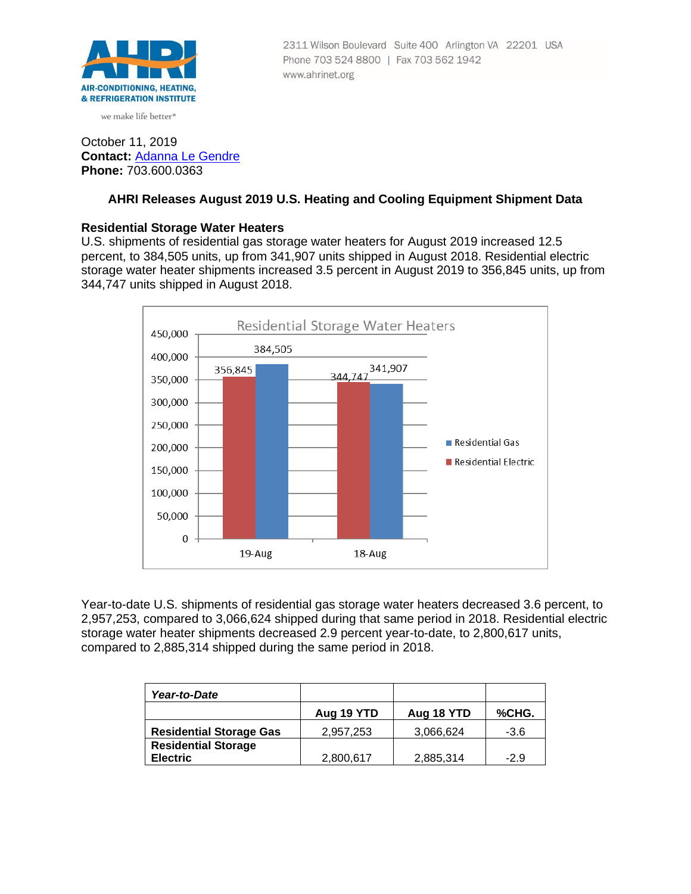AHRI

AIR-CONDITIONING, HEATING, & REFRIGERATION INSTITUTE

we make life better®

2311 Wilson Boulevard Suite 400 Arlington VA 22201 USA
Phone 703 524 8800 | Fax 703 562 1942
www.ahrinet.org

October 11, 2019
**Contact:** Adanna Le Gendre
**Phone:** 703.600.0363

## AHRI Releases August 2019 U.S. Heating and Cooling Equipment Shipment Data

### Residential Storage Water Heaters

U.S. shipments of residential gas storage water heaters for August 2019 increased 12.5 percent, to 384,505 units, up from 341,907 units shipped in August 2018. Residential electric storage water heater shipments increased 3.5 percent in August 2019 to 356,845 units, up from 344,747 units shipped in August 2018.

Residential Storage Water Heaters

| | Residential Electric | Residential Gas |
|---|---|---|
| 19-Aug | 356,845 | 384,505 |
| 18-Aug | 344,747 | 341,907 |

Year-to-date U.S. shipments of residential gas storage water heaters decreased 3.6 percent, to 2,957,253, compared to 3,066,624 shipped during that same period in 2018. Residential electric storage water heater shipments decreased 2.9 percent year-to-date, to 2,800,617 units, compared to 2,885,314 shipped during the same period in 2018.

| ***Year-to-Date*** | | | |
|---|---|---|---|
| | **Aug 19 YTD** | **Aug 18 YTD** | **%CHG.** |
| **Residential Storage Gas** | 2,957,253 | 3,066,624 | -3.6 |
| **Residential Storage Electric** | 2,800,617 | 2,885,314 | -2.9 |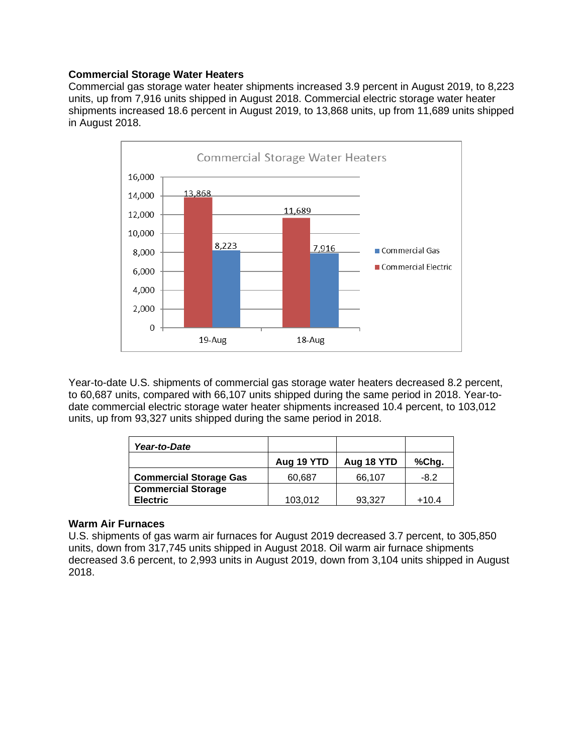### Commercial Storage Water Heaters

Commercial gas storage water heater shipments increased 3.9 percent in August 2019, to 8,223 units, up from 7,916 units shipped in August 2018. Commercial electric storage water heater shipments increased 18.6 percent in August 2019, to 13,868 units, up from 11,689 units shipped in August 2018.

**Commercial Storage Water Heaters**

| | Commercial Electric | Commercial Gas |
|---|---|---|
| 19-Aug | 13,868 | 8,223 |
| 18-Aug | 11,689 | 7,916 |

Year-to-date U.S. shipments of commercial gas storage water heaters decreased 8.2 percent, to 60,687 units, compared with 66,107 units shipped during the same period in 2018. Year-to-date commercial electric storage water heater shipments increased 10.4 percent, to 103,012 units, up from 93,327 units shipped during the same period in 2018.

| ***Year-to-Date*** | | | |
|---|---|---|---|
| | **Aug 19 YTD** | **Aug 18 YTD** | **%Chg.** |
| **Commercial Storage Gas** | 60,687 | 66,107 | -8.2 |
| **Commercial Storage Electric** | 103,012 | 93,327 | +10.4 |

### Warm Air Furnaces

U.S. shipments of gas warm air furnaces for August 2019 decreased 3.7 percent, to 305,850 units, down from 317,745 units shipped in August 2018. Oil warm air furnace shipments decreased 3.6 percent, to 2,993 units in August 2019, down from 3,104 units shipped in August 2018.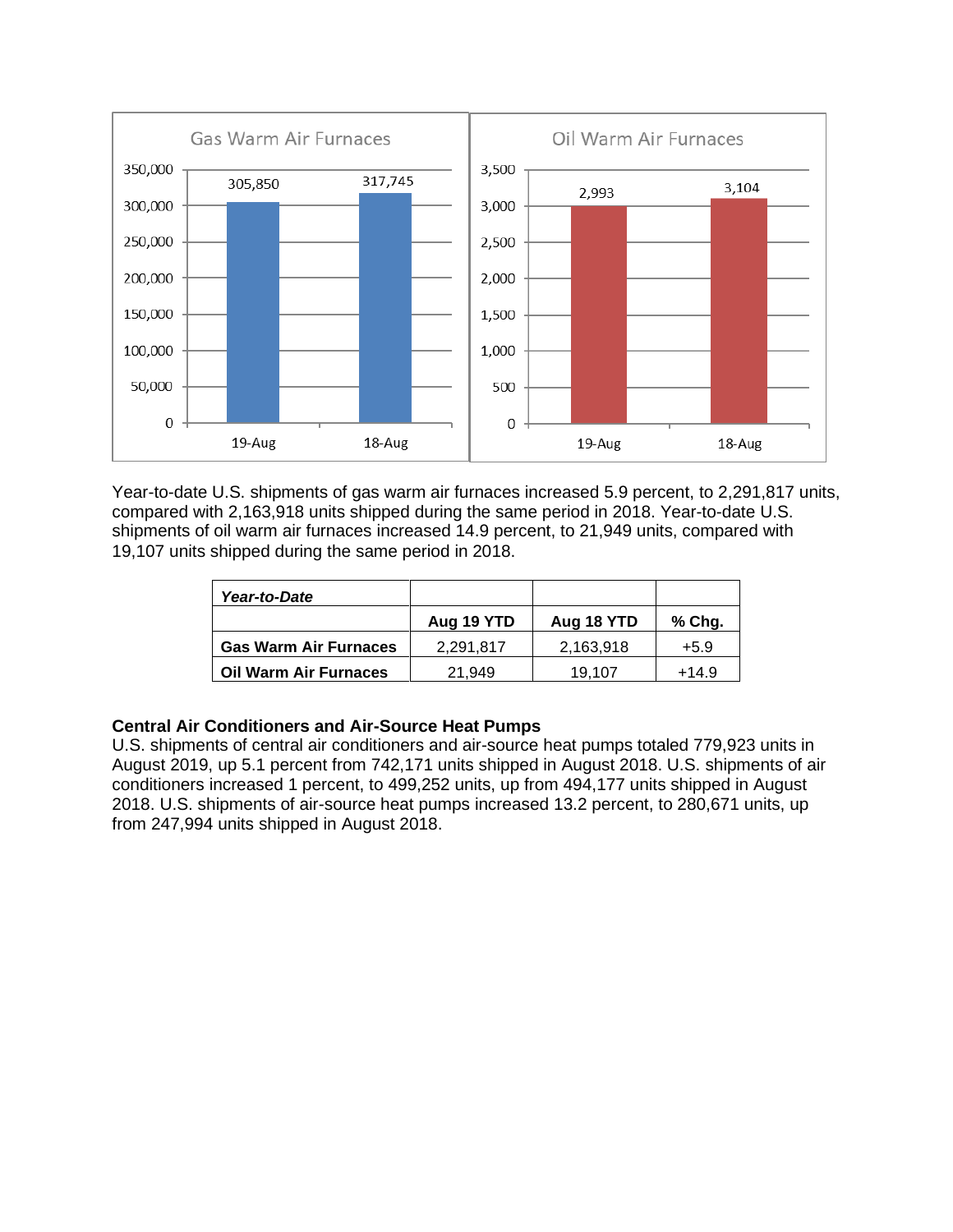Gas Warm Air Furnaces

| | 19-Aug | 18-Aug |
|---|---|---|
| Gas Warm Air Furnaces | 305,850 | 317,745 |

Oil Warm Air Furnaces

| | 19-Aug | 18-Aug |
|---|---|---|
| Oil Warm Air Furnaces | 2,993 | 3,104 |

Year-to-date U.S. shipments of gas warm air furnaces increased 5.9 percent, to 2,291,817 units, compared with 2,163,918 units shipped during the same period in 2018. Year-to-date U.S. shipments of oil warm air furnaces increased 14.9 percent, to 21,949 units, compared with 19,107 units shipped during the same period in 2018.

| ***Year-to-Date*** | | | |
|---|---|---|---|
| | **Aug 19 YTD** | **Aug 18 YTD** | **% Chg.** |
| **Gas Warm Air Furnaces** | 2,291,817 | 2,163,918 | +5.9 |
| **Oil Warm Air Furnaces** | 21,949 | 19,107 | +14.9 |

**Central Air Conditioners and Air-Source Heat Pumps**

U.S. shipments of central air conditioners and air-source heat pumps totaled 779,923 units in August 2019, up 5.1 percent from 742,171 units shipped in August 2018. U.S. shipments of air conditioners increased 1 percent, to 499,252 units, up from 494,177 units shipped in August 2018. U.S. shipments of air-source heat pumps increased 13.2 percent, to 280,671 units, up from 247,994 units shipped in August 2018.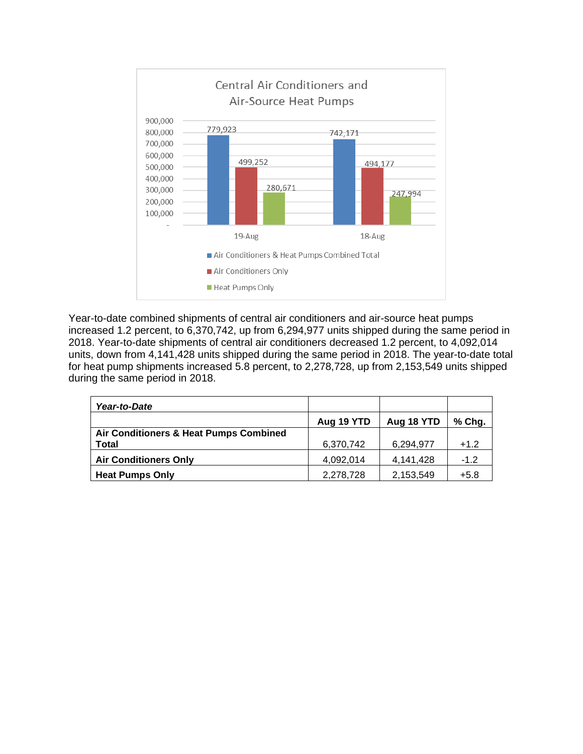Central Air Conditioners and Air-Source Heat Pumps

| | 19-Aug | 18-Aug |
|---|---|---|
| Air Conditioners & Heat Pumps Combined Total | 779,923 | 742,171 |
| Air Conditioners Only | 499,252 | 494,177 |
| Heat Pumps Only | 280,671 | 247,994 |

Year-to-date combined shipments of central air conditioners and air-source heat pumps increased 1.2 percent, to 6,370,742, up from 6,294,977 units shipped during the same period in 2018. Year-to-date shipments of central air conditioners decreased 1.2 percent, to 4,092,014 units, down from 4,141,428 units shipped during the same period in 2018. The year-to-date total for heat pump shipments increased 5.8 percent, to 2,278,728, up from 2,153,549 units shipped during the same period in 2018.

| ***Year-to-Date*** | | | |
|---|---|---|---|
| | **Aug 19 YTD** | **Aug 18 YTD** | **% Chg.** |
| **Air Conditioners & Heat Pumps Combined Total** | 6,370,742 | 6,294,977 | +1.2 |
| **Air Conditioners Only** | 4,092,014 | 4,141,428 | -1.2 |
| **Heat Pumps Only** | 2,278,728 | 2,153,549 | +5.8 |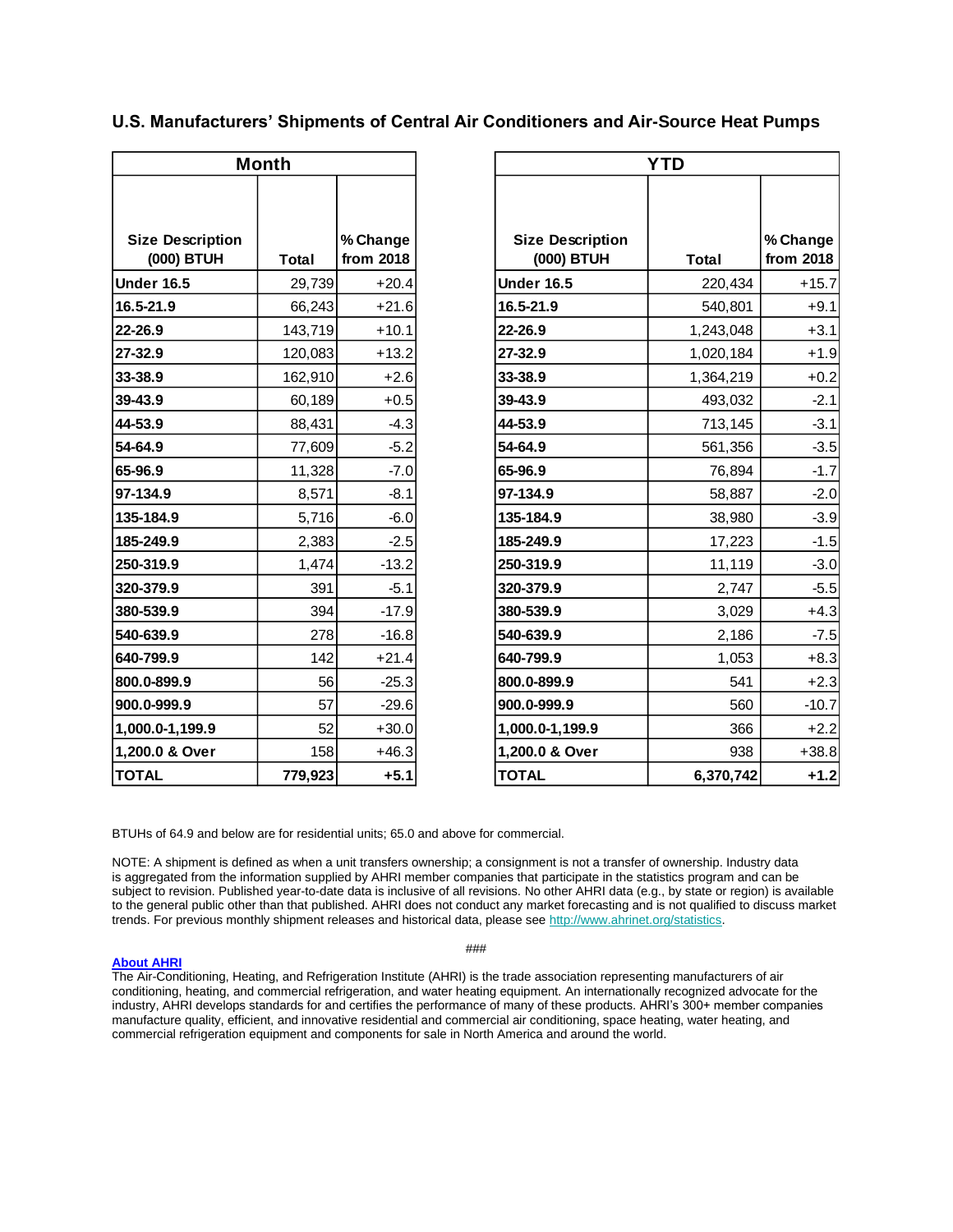## U.S. Manufacturers' Shipments of Central Air Conditioners and Air-Source Heat Pumps

| Month | | |
|---|---|---|
| **Size Description (000) BTUH** | **Total** | **% Change from 2018** |
| **Under 16.5** | 29,739 | +20.4 |
| **16.5-21.9** | 66,243 | +21.6 |
| **22-26.9** | 143,719 | +10.1 |
| **27-32.9** | 120,083 | +13.2 |
| **33-38.9** | 162,910 | +2.6 |
| **39-43.9** | 60,189 | +0.5 |
| **44-53.9** | 88,431 | -4.3 |
| **54-64.9** | 77,609 | -5.2 |
| **65-96.9** | 11,328 | -7.0 |
| **97-134.9** | 8,571 | -8.1 |
| **135-184.9** | 5,716 | -6.0 |
| **185-249.9** | 2,383 | -2.5 |
| **250-319.9** | 1,474 | -13.2 |
| **320-379.9** | 391 | -5.1 |
| **380-539.9** | 394 | -17.9 |
| **540-639.9** | 278 | -16.8 |
| **640-799.9** | 142 | +21.4 |
| **800.0-899.9** | 56 | -25.3 |
| **900.0-999.9** | 57 | -29.6 |
| **1,000.0-1,199.9** | 52 | +30.0 |
| **1,200.0 & Over** | 158 | +46.3 |
| **TOTAL** | **779,923** | **+5.1** |

| YTD | | |
|---|---|---|
| **Size Description (000) BTUH** | **Total** | **% Change from 2018** |
| **Under 16.5** | 220,434 | +15.7 |
| **16.5-21.9** | 540,801 | +9.1 |
| **22-26.9** | 1,243,048 | +3.1 |
| **27-32.9** | 1,020,184 | +1.9 |
| **33-38.9** | 1,364,219 | +0.2 |
| **39-43.9** | 493,032 | -2.1 |
| **44-53.9** | 713,145 | -3.1 |
| **54-64.9** | 561,356 | -3.5 |
| **65-96.9** | 76,894 | -1.7 |
| **97-134.9** | 58,887 | -2.0 |
| **135-184.9** | 38,980 | -3.9 |
| **185-249.9** | 17,223 | -1.5 |
| **250-319.9** | 11,119 | -3.0 |
| **320-379.9** | 2,747 | -5.5 |
| **380-539.9** | 3,029 | +4.3 |
| **540-639.9** | 2,186 | -7.5 |
| **640-799.9** | 1,053 | +8.3 |
| **800.0-899.9** | 541 | +2.3 |
| **900.0-999.9** | 560 | -10.7 |
| **1,000.0-1,199.9** | 366 | +2.2 |
| **1,200.0 & Over** | 938 | +38.8 |
| **TOTAL** | **6,370,742** | **+1.2** |

BTUHs of 64.9 and below are for residential units; 65.0 and above for commercial.

NOTE: A shipment is defined as when a unit transfers ownership; a consignment is not a transfer of ownership. Industry data is aggregated from the information supplied by AHRI member companies that participate in the statistics program and can be subject to revision. Published year-to-date data is inclusive of all revisions. No other AHRI data (e.g., by state or region) is available to the general public other than that published. AHRI does not conduct any market forecasting and is not qualified to discuss market trends. For previous monthly shipment releases and historical data, please see http://www.ahrinet.org/statistics.

###

**About AHRI**

The Air-Conditioning, Heating, and Refrigeration Institute (AHRI) is the trade association representing manufacturers of air conditioning, heating, and commercial refrigeration, and water heating equipment. An internationally recognized advocate for the industry, AHRI develops standards for and certifies the performance of many of these products. AHRI's 300+ member companies manufacture quality, efficient, and innovative residential and commercial air conditioning, space heating, water heating, and commercial refrigeration equipment and components for sale in North America and around the world.